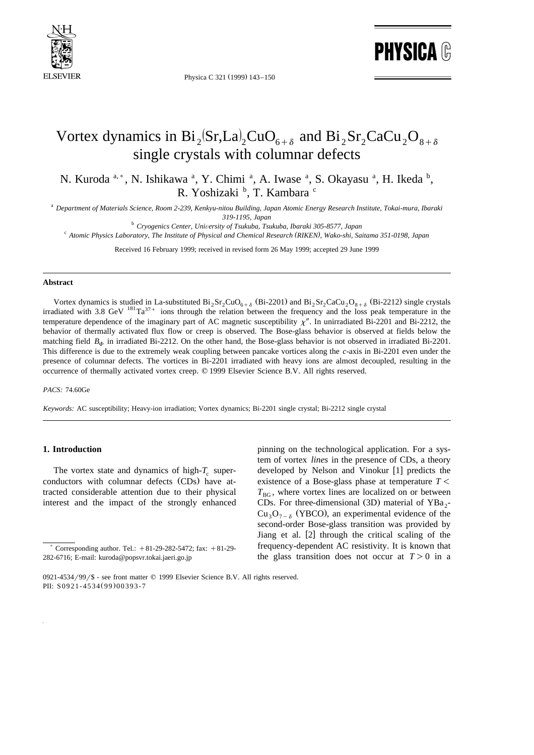# Vortex dynamics in $Bi_2(Sr,La)_2CuO_{6+\delta}$ and $Bi_2Sr_2CaCu_2O_{8+\delta}$ single crystals with columnar defects

N. Kuroda [a,*], N. Ishikawa [a], Y. Chimi [a], A. Iwase [a], S. Okayasu [a], H. Ikeda [b], R. Yoshizaki [b], T. Kambara [c]

[a] Department of Materials Science, Room 2-239, Kenkyu-nitou Building, Japan Atomic Energy Research Institute, Tokai-mura, Ibaraki 319-1195, Japan

[b] Cryogenics Center, University of Tsukuba, Tsukuba, Ibaraki 305-8577, Japan

[c] Atomic Physics Laboratory, The Institute of Physical and Chemical Research (RIKEN), Wako-shi, Saitama 351-0198, Japan

Received 16 February 1999; received in revised form 26 May 1999; accepted 29 June 1999

## Abstract

Vortex dynamics is studied in La-substituted $Bi_2Sr_2CuO_{6+\delta}$ (Bi-2201) and $Bi_2Sr_2CaCu_2O_{8+\delta}$ (Bi-2212) single crystals irradiated with 3.8 GeV $^{181}Ta^{37+}$ ions through the relation between the frequency and the loss peak temperature in the temperature dependence of the imaginary part of AC magnetic susceptibility $\chi''$. In unirradiated Bi-2201 and Bi-2212, the behavior of thermally activated flux flow or creep is observed. The Bose-glass behavior is observed at fields below the matching field $B_\Phi$ in irradiated Bi-2212. On the other hand, the Bose-glass behavior is not observed in irradiated Bi-2201. This difference is due to the extremely weak coupling between pancake vortices along the *c*-axis in Bi-2201 even under the presence of columnar defects. The vortices in Bi-2201 irradiated with heavy ions are almost decoupled, resulting in the occurrence of thermally activated vortex creep. © 1999 Elsevier Science B.V. All rights reserved.

*PACS:* 74.60Ge

*Keywords:* AC susceptibility; Heavy-ion irradiation; Vortex dynamics; Bi-2201 single crystal; Bi-2212 single crystal

## 1. Introduction

The vortex state and dynamics of high-$T_c$ superconductors with columnar defects (CDs) have attracted considerable attention due to their physical interest and the impact of the strongly enhanced pinning on the technological application. For a system of vortex *lines* in the presence of CDs, a theory developed by Nelson and Vinokur [1] predicts the existence of a Bose-glass phase at temperature $T < T_{BG}$, where vortex lines are localized on or between CDs. For three-dimensional (3D) material of $YBa_2Cu_3O_{7-\delta}$ (YBCO), an experimental evidence of the second-order Bose-glass transition was provided by Jiang et al. [2] through the critical scaling of the frequency-dependent AC resistivity. It is known that the glass transition does not occur at $T > 0$ in a

* Corresponding author. Tel.: +81-29-282-5472; fax: +81-29-282-6716; E-mail: kuroda@popsvr.tokai.jaeri.go.jp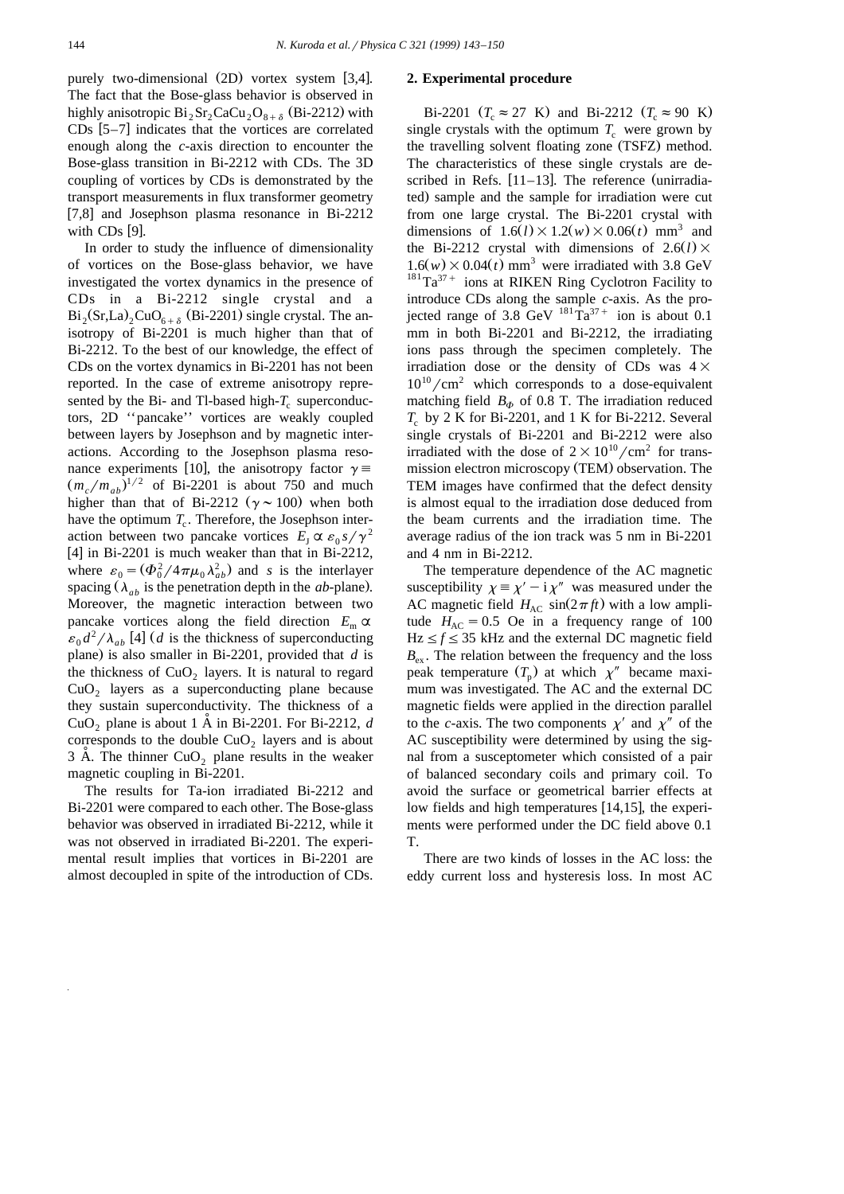purely two-dimensional (2D) vortex system [3,4]. The fact that the Bose-glass behavior is observed in highly anisotropic $Bi_2Sr_2CaCu_2O_{8+\delta}$ (Bi-2212) with CDs [5–7] indicates that the vortices are correlated enough along the *c*-axis direction to encounter the Bose-glass transition in Bi-2212 with CDs. The 3D coupling of vortices by CDs is demonstrated by the transport measurements in flux transformer geometry [7,8] and Josephson plasma resonance in Bi-2212 with CDs [9].

In order to study the influence of dimensionality of vortices on the Bose-glass behavior, we have investigated the vortex dynamics in the presence of CDs in a Bi-2212 single crystal and a $Bi_2(Sr,La)_2CuO_{6+\delta}$ (Bi-2201) single crystal. The anisotropy of Bi-2201 is much higher than that of Bi-2212. To the best of our knowledge, the effect of CDs on the vortex dynamics in Bi-2201 has not been reported. In the case of extreme anisotropy represented by the Bi- and Tl-based high-$T_c$ superconductors, 2D ''pancake'' vortices are weakly coupled between layers by Josephson and by magnetic interactions. According to the Josephson plasma resonance experiments [10], the anisotropy factor $\gamma \equiv (m_c/m_{ab})^{1/2}$ of Bi-2201 is about 750 and much higher than that of Bi-2212 ($\gamma \sim 100$) when both have the optimum $T_c$. Therefore, the Josephson interaction between two pancake vortices $E_J \propto \varepsilon_0 s/\gamma^2$ [4] in Bi-2201 is much weaker than that in Bi-2212, where $\varepsilon_0 = (\Phi_0^2/4\pi\mu_0\lambda_{ab}^2)$ and $s$ is the interlayer spacing ($\lambda_{ab}$ is the penetration depth in the *ab*-plane). Moreover, the magnetic interaction between two pancake vortices along the field direction $E_m \propto \varepsilon_0 d^2/\lambda_{ab}$ [4] ($d$ is the thickness of superconducting plane) is also smaller in Bi-2201, provided that $d$ is the thickness of $CuO_2$ layers. It is natural to regard $CuO_2$ layers as a superconducting plane because they sustain superconductivity. The thickness of a $CuO_2$ plane is about 1 Å in Bi-2201. For Bi-2212, $d$ corresponds to the double $CuO_2$ layers and is about 3 Å. The thinner $CuO_2$ plane results in the weaker magnetic coupling in Bi-2201.

The results for Ta-ion irradiated Bi-2212 and Bi-2201 were compared to each other. The Bose-glass behavior was observed in irradiated Bi-2212, while it was not observed in irradiated Bi-2201. The experimental result implies that vortices in Bi-2201 are almost decoupled in spite of the introduction of CDs.

## 2. Experimental procedure

Bi-2201 ($T_c \approx 27$ K) and Bi-2212 ($T_c \approx 90$ K) single crystals with the optimum $T_c$ were grown by the travelling solvent floating zone (TSFZ) method. The characteristics of these single crystals are described in Refs. [11–13]. The reference (unirradiated) sample and the sample for irradiation were cut from one large crystal. The Bi-2201 crystal with dimensions of $1.6(l) \times 1.2(w) \times 0.06(t)$ mm$^3$ and the Bi-2212 crystal with dimensions of $2.6(l) \times 1.6(w) \times 0.04(t)$ mm$^3$ were irradiated with 3.8 GeV $^{181}Ta^{37+}$ ions at RIKEN Ring Cyclotron Facility to introduce CDs along the sample *c*-axis. As the projected range of 3.8 GeV $^{181}Ta^{37+}$ ion is about 0.1 mm in both Bi-2201 and Bi-2212, the irradiating ions pass through the specimen completely. The irradiation dose or the density of CDs was $4 \times 10^{10}/cm^2$ which corresponds to a dose-equivalent matching field $B_\Phi$ of 0.8 T. The irradiation reduced $T_c$ by 2 K for Bi-2201, and 1 K for Bi-2212. Several single crystals of Bi-2201 and Bi-2212 were also irradiated with the dose of $2 \times 10^{10}/cm^2$ for transmission electron microscopy (TEM) observation. The TEM images have confirmed that the defect density is almost equal to the irradiation dose deduced from the beam currents and the irradiation time. The average radius of the ion track was 5 nm in Bi-2201 and 4 nm in Bi-2212.

The temperature dependence of the AC magnetic susceptibility $\chi \equiv \chi' - i\chi''$ was measured under the AC magnetic field $H_{AC} \sin(2\pi ft)$ with a low amplitude $H_{AC} = 0.5$ Oe in a frequency range of 100 Hz $\leq f \leq 35$ kHz and the external DC magnetic field $B_{ex}$. The relation between the frequency and the loss peak temperature ($T_p$) at which $\chi''$ became maximum was investigated. The AC and the external DC magnetic fields were applied in the direction parallel to the *c*-axis. The two components $\chi'$ and $\chi''$ of the AC susceptibility were determined by using the signal from a susceptometer which consisted of a pair of balanced secondary coils and primary coil. To avoid the surface or geometrical barrier effects at low fields and high temperatures [14,15], the experiments were performed under the DC field above 0.1 T.

There are two kinds of losses in the AC loss: the eddy current loss and hysteresis loss. In most AC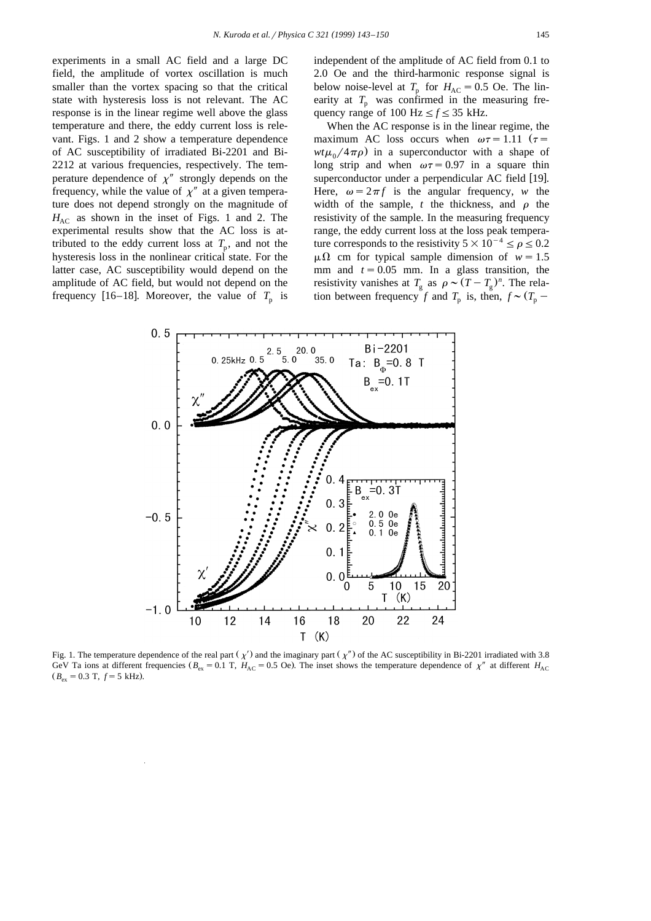experiments in a small AC field and a large DC field, the amplitude of vortex oscillation is much smaller than the vortex spacing so that the critical state with hysteresis loss is not relevant. The AC response is in the linear regime well above the glass temperature and there, the eddy current loss is relevant. Figs. 1 and 2 show a temperature dependence of AC susceptibility of irradiated Bi-2201 and Bi-2212 at various frequencies, respectively. The temperature dependence of $\chi''$ strongly depends on the frequency, while the value of $\chi''$ at a given temperature does not depend strongly on the magnitude of $H_{AC}$ as shown in the inset of Figs. 1 and 2. The experimental results show that the AC loss is attributed to the eddy current loss at $T_p$, and not the hysteresis loss in the nonlinear critical state. For the latter case, AC susceptibility would depend on the amplitude of AC field, but would not depend on the frequency [16–18]. Moreover, the value of $T_p$ is independent of the amplitude of AC field from 0.1 to 2.0 Oe and the third-harmonic response signal is below noise-level at $T_p$ for $H_{AC} = 0.5$ Oe. The linearity at $T_p$ was confirmed in the measuring frequency range of 100 Hz $\leq f \leq$ 35 kHz.

When the AC response is in the linear regime, the maximum AC loss occurs when $\omega\tau = 1.11$ ($\tau = wt\mu_0/4\pi\rho$) in a superconductor with a shape of long strip and when $\omega\tau = 0.97$ in a square thin superconductor under a perpendicular AC field [19]. Here, $\omega = 2\pi f$ is the angular frequency, $w$ the width of the sample, $t$ the thickness, and $\rho$ the resistivity of the sample. In the measuring frequency range, the eddy current loss at the loss peak temperature corresponds to the resistivity $5 \times 10^{-4} \leq \rho \leq 0.2$ $\mu\Omega$ cm for typical sample dimension of $w = 1.5$ mm and $t = 0.05$ mm. In a glass transition, the resistivity vanishes at $T_g$ as $\rho \sim (T - T_g)^n$. The relation between frequency $f$ and $T_p$ is, then, $f \sim (T_p -$

Fig. 1. The temperature dependence of the real part ($\chi'$) and the imaginary part ($\chi''$) of the AC susceptibility in Bi-2201 irradiated with 3.8 GeV Ta ions at different frequencies ($B_{ex} = 0.1$ T, $H_{AC} = 0.5$ Oe). The inset shows the temperature dependence of $\chi''$ at different $H_{AC}$ ($B_{ex} = 0.3$ T, $f = 5$ kHz).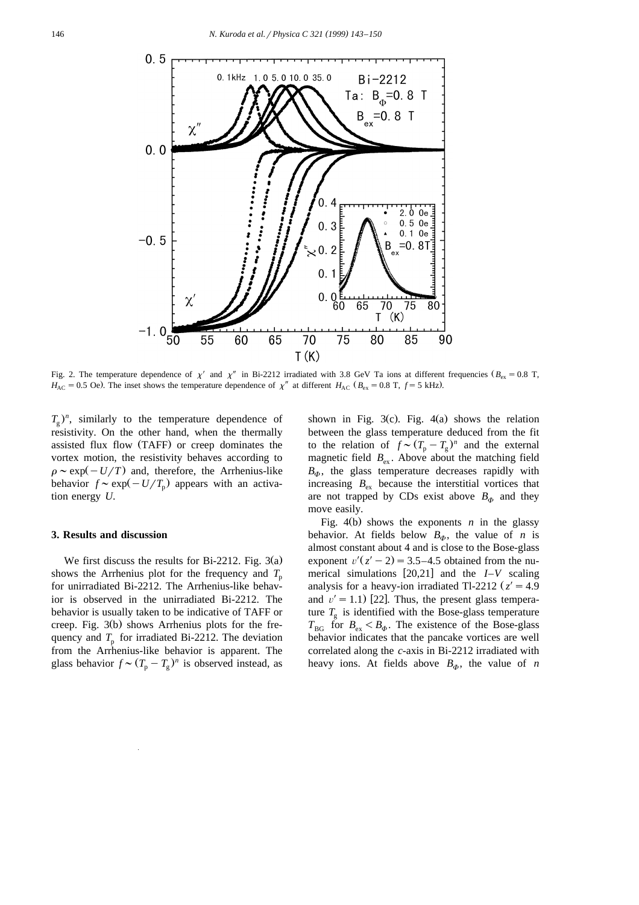Fig. 2. The temperature dependence of $\chi'$ and $\chi''$ in Bi-2212 irradiated with 3.8 GeV Ta ions at different frequencies ($B_{ex} = 0.8$ T, $H_{AC} = 0.5$ Oe). The inset shows the temperature dependence of $\chi''$ at different $H_{AC}$ ($B_{ex} = 0.8$ T, $f = 5$ kHz).

$T_g)^n$, similarly to the temperature dependence of resistivity. On the other hand, when the thermally assisted flux flow (TAFF) or creep dominates the vortex motion, the resistivity behaves according to $\rho \sim \exp(-U/T)$ and, therefore, the Arrhenius-like behavior $f \sim \exp(-U/T_p)$ appears with an activation energy $U$.

## 3. Results and discussion

We first discuss the results for Bi-2212. Fig. 3(a) shows the Arrhenius plot for the frequency and $T_p$ for unirradiated Bi-2212. The Arrhenius-like behavior is observed in the unirradiated Bi-2212. The behavior is usually taken to be indicative of TAFF or creep. Fig. 3(b) shows Arrhenius plots for the frequency and $T_p$ for irradiated Bi-2212. The deviation from the Arrhenius-like behavior is apparent. The glass behavior $f \sim (T_p - T_g)^n$ is observed instead, as shown in Fig. 3(c). Fig. 4(a) shows the relation between the glass temperature deduced from the fit to the relation of $f \sim (T_p - T_g)^n$ and the external magnetic field $B_{ex}$. Above about the matching field $B_{\Phi}$, the glass temperature decreases rapidly with increasing $B_{ex}$ because the interstitial vortices that are not trapped by CDs exist above $B_{\Phi}$ and they move easily.

Fig. 4(b) shows the exponents $n$ in the glassy behavior. At fields below $B_{\Phi}$, the value of $n$ is almost constant about 4 and is close to the Bose-glass exponent $\upsilon'(z'-2) = 3.5$–$4.5$ obtained from the numerical simulations [20,21] and the $I$–$V$ scaling analysis for a heavy-ion irradiated Tl-2212 ($z' = 4.9$ and $\upsilon' = 1.1$) [22]. Thus, the present glass temperature $T_g$ is identified with the Bose-glass temperature $T_{BG}$ for $B_{ex} < B_{\Phi}$. The existence of the Bose-glass behavior indicates that the pancake vortices are well correlated along the $c$-axis in Bi-2212 irradiated with heavy ions. At fields above $B_{\Phi}$, the value of $n$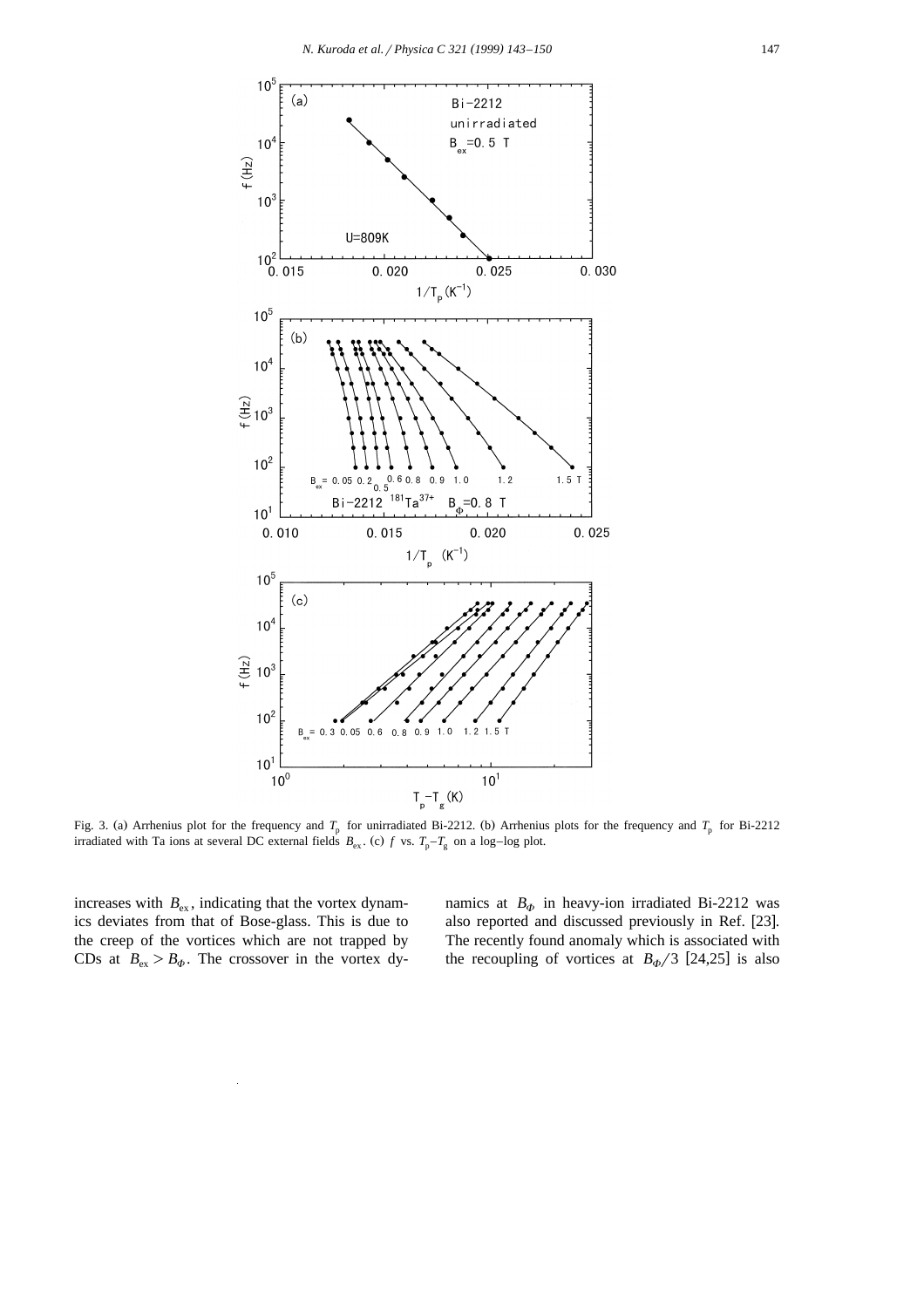Fig. 3. (a) Arrhenius plot for the frequency and $T_p$ for unirradiated Bi-2212. (b) Arrhenius plots for the frequency and $T_p$ for Bi-2212 irradiated with Ta ions at several DC external fields $B_{ex}$. (c) $f$ vs. $T_p - T_g$ on a log–log plot.

increases with $B_{ex}$, indicating that the vortex dynamics deviates from that of Bose-glass. This is due to the creep of the vortices which are not trapped by CDs at $B_{ex} > B_{\Phi}$. The crossover in the vortex dynamics at $B_{\Phi}$ in heavy-ion irradiated Bi-2212 was also reported and discussed previously in Ref. [23]. The recently found anomaly which is associated with the recoupling of vortices at $B_{\Phi}/3$ [24,25] is also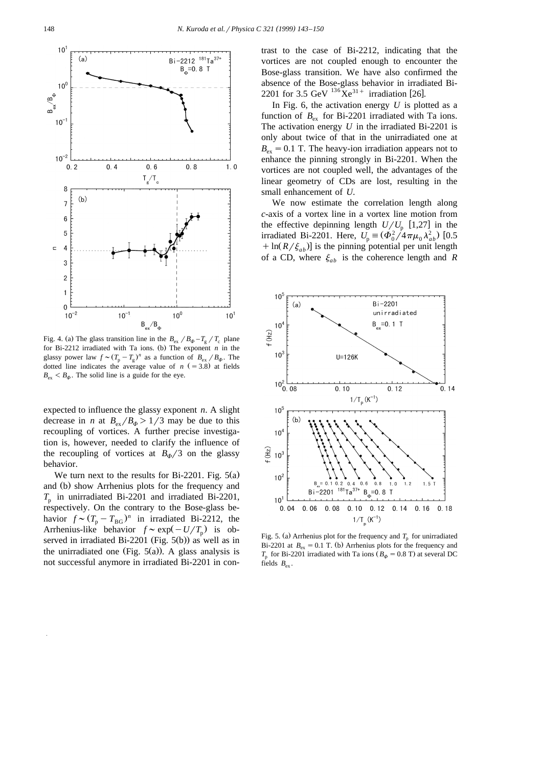Fig. 4. (a) The glass transition line in the $B_{ex}/B_{\Phi}$–$T_g/T_c$ plane for Bi-2212 irradiated with Ta ions. (b) The exponent $n$ in the glassy power law $f \sim (T_p - T_g)^n$ as a function of $B_{ex}/B_{\Phi}$. The dotted line indicates the average value of $n$ ($=3.8$) at fields $B_{ex} < B_{\Phi}$. The solid line is a guide for the eye.

expected to influence the glassy exponent $n$. A slight decrease in $n$ at $B_{ex}/B_{\Phi} > 1/3$ may be due to this recoupling of vortices. A further precise investigation is, however, needed to clarify the influence of the recoupling of vortices at $B_{\Phi}/3$ on the glassy behavior.

We turn next to the results for Bi-2201. Fig. 5(a) and (b) show Arrhenius plots for the frequency and $T_p$ in unirradiated Bi-2201 and irradiated Bi-2201, respectively. On the contrary to the Bose-glass behavior $f \sim (T_p - T_{BG})^n$ in irradiated Bi-2212, the Arrhenius-like behavior $f \sim \exp(-U/T_p)$ is observed in irradiated Bi-2201 (Fig. 5(b)) as well as in the unirradiated one (Fig. 5(a)). A glass analysis is not successful anymore in irradiated Bi-2201 in contrast to the case of Bi-2212, indicating that the vortices are not coupled enough to encounter the Bose-glass transition. We have also confirmed the absence of the Bose-glass behavior in irradiated Bi-2201 for 3.5 GeV $^{136}Xe^{31+}$ irradiation [26].

In Fig. 6, the activation energy $U$ is plotted as a function of $B_{ex}$ for Bi-2201 irradiated with Ta ions. The activation energy $U$ in the irradiated Bi-2201 is only about twice of that in the unirradiated one at $B_{ex} = 0.1$ T. The heavy-ion irradiation appears not to enhance the pinning strongly in Bi-2201. When the vortices are not coupled well, the advantages of the linear geometry of CDs are lost, resulting in the small enhancement of $U$.

We now estimate the correlation length along $c$-axis of a vortex line in a vortex line motion from the effective depinning length $U/U_p$ [1,27] in the irradiated Bi-2201. Here, $U_p \equiv (\Phi_0^2/4\pi\mu_0\lambda_{ab}^2)[0.5 + \ln(R/\xi_{ab})]$ is the pinning potential per unit length of a CD, where $\xi_{ab}$ is the coherence length and $R$

Fig. 5. (a) Arrhenius plot for the frequency and $T_p$ for unirradiated Bi-2201 at $B_{ex} = 0.1$ T. (b) Arrhenius plots for the frequency and $T_p$ for Bi-2201 irradiated with Ta ions ($B_{\Phi} = 0.8$ T) at several DC fields $B_{ex}$.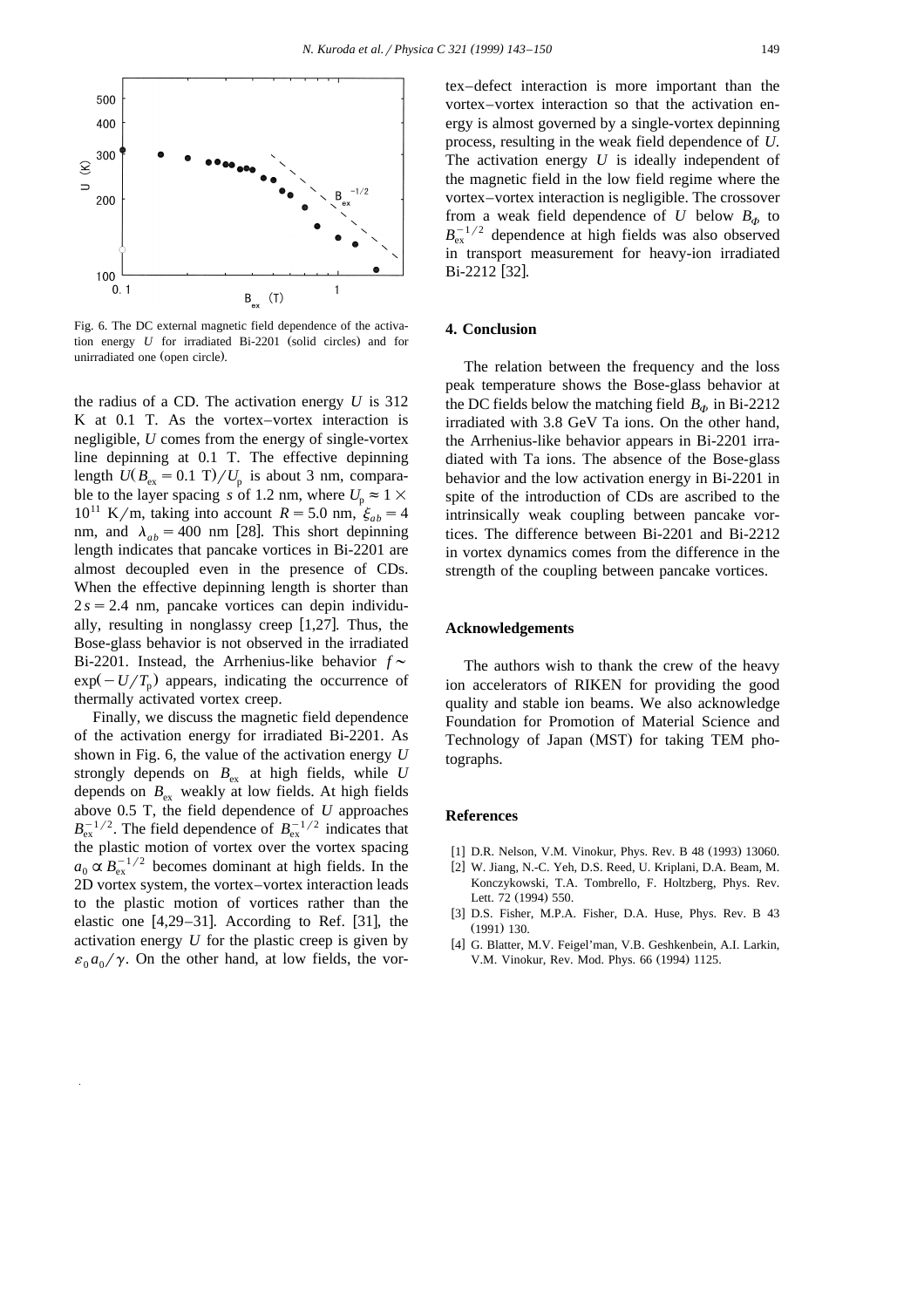Fig. 6. The DC external magnetic field dependence of the activation energy $U$ for irradiated Bi-2201 (solid circles) and for unirradiated one (open circle).

the radius of a CD. The activation energy $U$ is 312 K at 0.1 T. As the vortex–vortex interaction is negligible, $U$ comes from the energy of single-vortex line depinning at 0.1 T. The effective depinning length $U(B_{ex} = 0.1\ \mathrm{T})/U_p$ is about 3 nm, comparable to the layer spacing $s$ of 1.2 nm, where $U_p \approx 1 \times 10^{11}$ K/m, taking into account $R = 5.0$ nm, $\xi_{ab} = 4$ nm, and $\lambda_{ab} = 400$ nm [28]. This short depinning length indicates that pancake vortices in Bi-2201 are almost decoupled even in the presence of CDs. When the effective depinning length is shorter than $2s = 2.4$ nm, pancake vortices can depin individually, resulting in nonglassy creep [1,27]. Thus, the Bose-glass behavior is not observed in the irradiated Bi-2201. Instead, the Arrhenius-like behavior $f \sim \exp(-U/T_p)$ appears, indicating the occurrence of thermally activated vortex creep.

Finally, we discuss the magnetic field dependence of the activation energy for irradiated Bi-2201. As shown in Fig. 6, the value of the activation energy $U$ strongly depends on $B_{ex}$ at high fields, while $U$ depends on $B_{ex}$ weakly at low fields. At high fields above 0.5 T, the field dependence of $U$ approaches $B_{ex}^{-1/2}$. The field dependence of $B_{ex}^{-1/2}$ indicates that the plastic motion of vortex over the vortex spacing $a_0 \propto B_{ex}^{-1/2}$ becomes dominant at high fields. In the 2D vortex system, the vortex–vortex interaction leads to the plastic motion of vortices rather than the elastic one [4,29–31]. According to Ref. [31], the activation energy $U$ for the plastic creep is given by $\varepsilon_0 a_0/\gamma$. On the other hand, at low fields, the vortex–defect interaction is more important than the vortex–vortex interaction so that the activation energy is almost governed by a single-vortex depinning process, resulting in the weak field dependence of $U$. The activation energy $U$ is ideally independent of the magnetic field in the low field regime where the vortex–vortex interaction is negligible. The crossover from a weak field dependence of $U$ below $B_\Phi$ to $B_{ex}^{-1/2}$ dependence at high fields was also observed in transport measurement for heavy-ion irradiated Bi-2212 [32].

## 4. Conclusion

The relation between the frequency and the loss peak temperature shows the Bose-glass behavior at the DC fields below the matching field $B_\Phi$ in Bi-2212 irradiated with 3.8 GeV Ta ions. On the other hand, the Arrhenius-like behavior appears in Bi-2201 irradiated with Ta ions. The absence of the Bose-glass behavior and the low activation energy in Bi-2201 in spite of the introduction of CDs are ascribed to the intrinsically weak coupling between pancake vortices. The difference between Bi-2201 and Bi-2212 in vortex dynamics comes from the difference in the strength of the coupling between pancake vortices.

## Acknowledgements

The authors wish to thank the crew of the heavy ion accelerators of RIKEN for providing the good quality and stable ion beams. We also acknowledge Foundation for Promotion of Material Science and Technology of Japan (MST) for taking TEM photographs.

## References

[1] D.R. Nelson, V.M. Vinokur, Phys. Rev. B 48 (1993) 13060.

[2] W. Jiang, N.-C. Yeh, D.S. Reed, U. Kriplani, D.A. Beam, M. Konczykowski, T.A. Tombrello, F. Holtzberg, Phys. Rev. Lett. 72 (1994) 550.

[3] D.S. Fisher, M.P.A. Fisher, D.A. Huse, Phys. Rev. B 43 (1991) 130.

[4] G. Blatter, M.V. Feigel'man, V.B. Geshkenbein, A.I. Larkin, V.M. Vinokur, Rev. Mod. Phys. 66 (1994) 1125.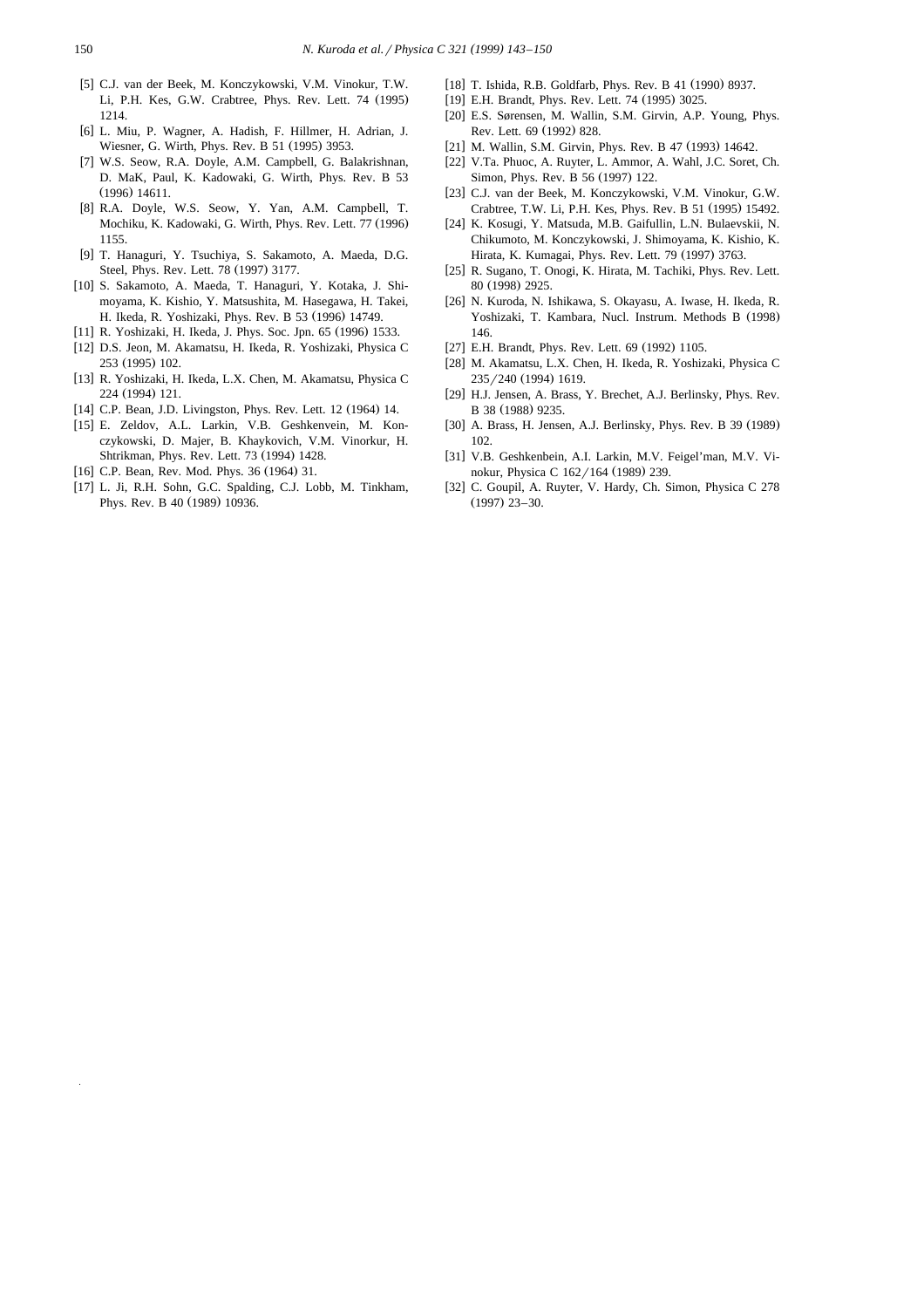[5] C.J. van der Beek, M. Konczykowski, V.M. Vinokur, T.W. Li, P.H. Kes, G.W. Crabtree, Phys. Rev. Lett. 74 (1995) 1214.

[6] L. Miu, P. Wagner, A. Hadish, F. Hillmer, H. Adrian, J. Wiesner, G. Wirth, Phys. Rev. B 51 (1995) 3953.

[7] W.S. Seow, R.A. Doyle, A.M. Campbell, G. Balakrishnan, D. MaK, Paul, K. Kadowaki, G. Wirth, Phys. Rev. B 53 (1996) 14611.

[8] R.A. Doyle, W.S. Seow, Y. Yan, A.M. Campbell, T. Mochiku, K. Kadowaki, G. Wirth, Phys. Rev. Lett. 77 (1996) 1155.

[9] T. Hanaguri, Y. Tsuchiya, S. Sakamoto, A. Maeda, D.G. Steel, Phys. Rev. Lett. 78 (1997) 3177.

[10] S. Sakamoto, A. Maeda, T. Hanaguri, Y. Kotaka, J. Shimoyama, K. Kishio, Y. Matsushita, M. Hasegawa, H. Takei, H. Ikeda, R. Yoshizaki, Phys. Rev. B 53 (1996) 14749.

[11] R. Yoshizaki, H. Ikeda, J. Phys. Soc. Jpn. 65 (1996) 1533.

[12] D.S. Jeon, M. Akamatsu, H. Ikeda, R. Yoshizaki, Physica C 253 (1995) 102.

[13] R. Yoshizaki, H. Ikeda, L.X. Chen, M. Akamatsu, Physica C 224 (1994) 121.

[14] C.P. Bean, J.D. Livingston, Phys. Rev. Lett. 12 (1964) 14.

[15] E. Zeldov, A.L. Larkin, V.B. Geshkenvein, M. Konczykowski, D. Majer, B. Khaykovich, V.M. Vinorkur, H. Shtrikman, Phys. Rev. Lett. 73 (1994) 1428.

[16] C.P. Bean, Rev. Mod. Phys. 36 (1964) 31.

[17] L. Ji, R.H. Sohn, G.C. Spalding, C.J. Lobb, M. Tinkham, Phys. Rev. B 40 (1989) 10936.

[18] T. Ishida, R.B. Goldfarb, Phys. Rev. B 41 (1990) 8937.

[19] E.H. Brandt, Phys. Rev. Lett. 74 (1995) 3025.

[20] E.S. Sørensen, M. Wallin, S.M. Girvin, A.P. Young, Phys. Rev. Lett. 69 (1992) 828.

[21] M. Wallin, S.M. Girvin, Phys. Rev. B 47 (1993) 14642.

[22] V.Ta. Phuoc, A. Ruyter, L. Ammor, A. Wahl, J.C. Soret, Ch. Simon, Phys. Rev. B 56 (1997) 122.

[23] C.J. van der Beek, M. Konczykowski, V.M. Vinokur, G.W. Crabtree, T.W. Li, P.H. Kes, Phys. Rev. B 51 (1995) 15492.

[24] K. Kosugi, Y. Matsuda, M.B. Gaifullin, L.N. Bulaevskii, N. Chikumoto, M. Konczykowski, J. Shimoyama, K. Kishio, K. Hirata, K. Kumagai, Phys. Rev. Lett. 79 (1997) 3763.

[25] R. Sugano, T. Onogi, K. Hirata, M. Tachiki, Phys. Rev. Lett. 80 (1998) 2925.

[26] N. Kuroda, N. Ishikawa, S. Okayasu, A. Iwase, H. Ikeda, R. Yoshizaki, T. Kambara, Nucl. Instrum. Methods B (1998) 146.

[27] E.H. Brandt, Phys. Rev. Lett. 69 (1992) 1105.

[28] M. Akamatsu, L.X. Chen, H. Ikeda, R. Yoshizaki, Physica C 235/240 (1994) 1619.

[29] H.J. Jensen, A. Brass, Y. Brechet, A.J. Berlinsky, Phys. Rev. B 38 (1988) 9235.

[30] A. Brass, H. Jensen, A.J. Berlinsky, Phys. Rev. B 39 (1989) 102.

[31] V.B. Geshkenbein, A.I. Larkin, M.V. Feigel'man, M.V. Vinokur, Physica C 162/164 (1989) 239.

[32] C. Goupil, A. Ruyter, V. Hardy, Ch. Simon, Physica C 278 (1997) 23–30.